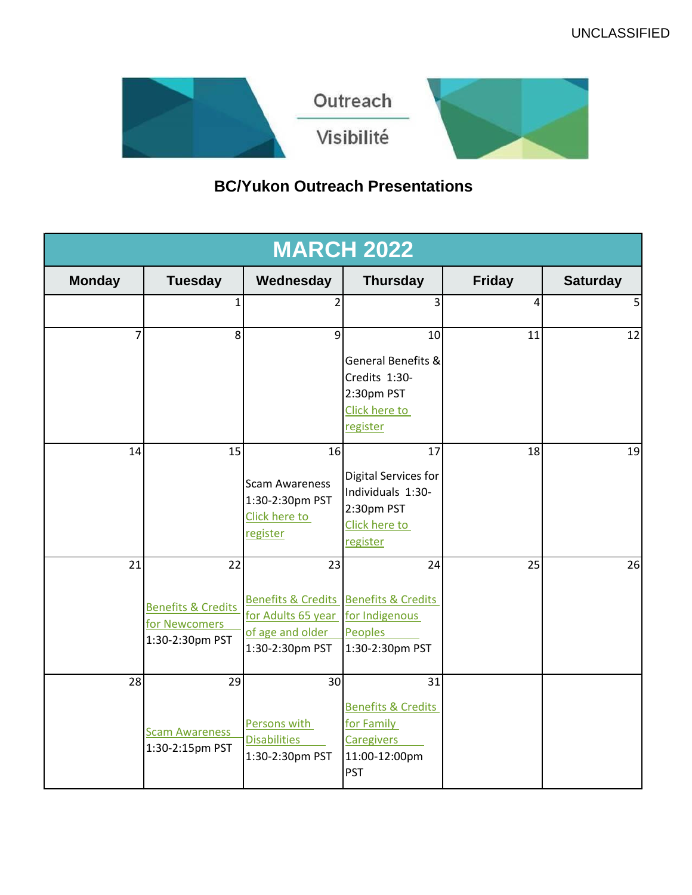UNCLASSIFIED

Outreach

Visibilité

## BC/Yukon Outreach Presentations

| MARCH 2022 | | | | | |
|---|---|---|---|---|---|
| **Monday** | **Tuesday** | **Wednesday** | **Thursday** | **Friday** | **Saturday** |
| | 1 | 2 | 3 | 4 | 5 |
| 7 | 8 | 9 | 10 General Benefits & Credits 1:30-2:30pm PST Click here to register | 11 | 12 |
| 14 | 15 | 16 Scam Awareness 1:30-2:30pm PST Click here to register | 17 Digital Services for Individuals 1:30-2:30pm PST Click here to register | 18 | 19 |
| 21 | 22 Benefits & Credits for Newcomers 1:30-2:30pm PST | 23 Benefits & Credits for Adults 65 year of age and older 1:30-2:30pm PST | 24 Benefits & Credits for Indigenous Peoples 1:30-2:30pm PST | 25 | 26 |
| 28 | 29 Scam Awareness 1:30-2:15pm PST | 30 Persons with Disabilities 1:30-2:30pm PST | 31 Benefits & Credits for Family Caregivers 11:00-12:00pm PST | | |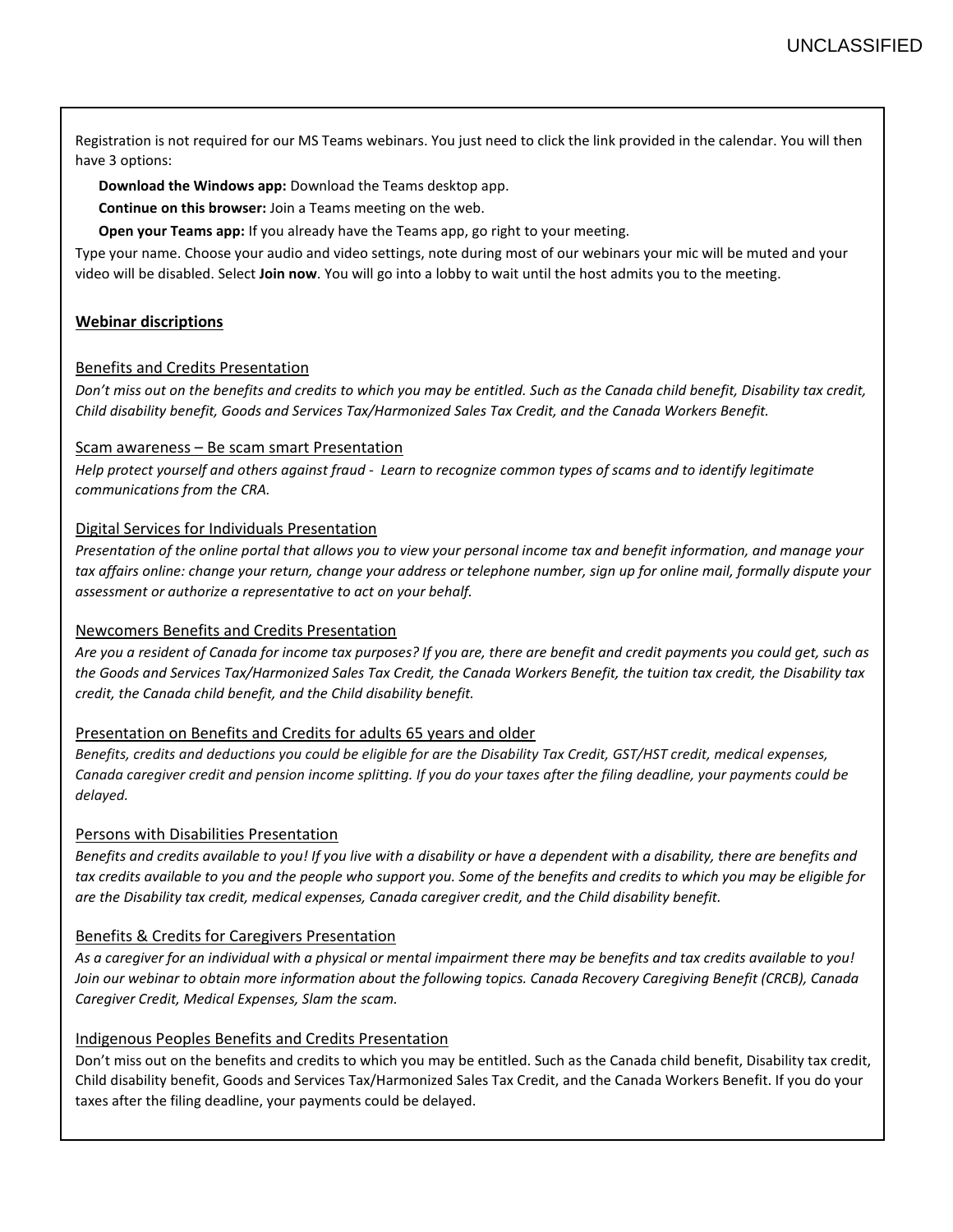Registration is not required for our MS Teams webinars. You just need to click the link provided in the calendar. You will then have 3 options:

**Download the Windows app:** Download the Teams desktop app.

**Continue on this browser:** Join a Teams meeting on the web.

**Open your Teams app:** If you already have the Teams app, go right to your meeting.

Type your name. Choose your audio and video settings, note during most of our webinars your mic will be muted and your video will be disabled. Select **Join now**. You will go into a lobby to wait until the host admits you to the meeting.

## Webinar discriptions

### Benefits and Credits Presentation

*Don't miss out on the benefits and credits to which you may be entitled. Such as the Canada child benefit, Disability tax credit, Child disability benefit, Goods and Services Tax/Harmonized Sales Tax Credit, and the Canada Workers Benefit.*

### Scam awareness – Be scam smart Presentation

*Help protect yourself and others against fraud - Learn to recognize common types of scams and to identify legitimate communications from the CRA.*

### Digital Services for Individuals Presentation

*Presentation of the online portal that allows you to view your personal income tax and benefit information, and manage your tax affairs online: change your return, change your address or telephone number, sign up for online mail, formally dispute your assessment or authorize a representative to act on your behalf.*

### Newcomers Benefits and Credits Presentation

*Are you a resident of Canada for income tax purposes? If you are, there are benefit and credit payments you could get, such as the Goods and Services Tax/Harmonized Sales Tax Credit, the Canada Workers Benefit, the tuition tax credit, the Disability tax credit, the Canada child benefit, and the Child disability benefit.*

### Presentation on Benefits and Credits for adults 65 years and older

*Benefits, credits and deductions you could be eligible for are the Disability Tax Credit, GST/HST credit, medical expenses, Canada caregiver credit and pension income splitting. If you do your taxes after the filing deadline, your payments could be delayed.*

### Persons with Disabilities Presentation

*Benefits and credits available to you! If you live with a disability or have a dependent with a disability, there are benefits and tax credits available to you and the people who support you. Some of the benefits and credits to which you may be eligible for are the Disability tax credit, medical expenses, Canada caregiver credit, and the Child disability benefit.*

### Benefits & Credits for Caregivers Presentation

*As a caregiver for an individual with a physical or mental impairment there may be benefits and tax credits available to you! Join our webinar to obtain more information about the following topics. Canada Recovery Caregiving Benefit (CRCB), Canada Caregiver Credit, Medical Expenses, Slam the scam.*

### Indigenous Peoples Benefits and Credits Presentation

Don't miss out on the benefits and credits to which you may be entitled. Such as the Canada child benefit, Disability tax credit, Child disability benefit, Goods and Services Tax/Harmonized Sales Tax Credit, and the Canada Workers Benefit. If you do your taxes after the filing deadline, your payments could be delayed.